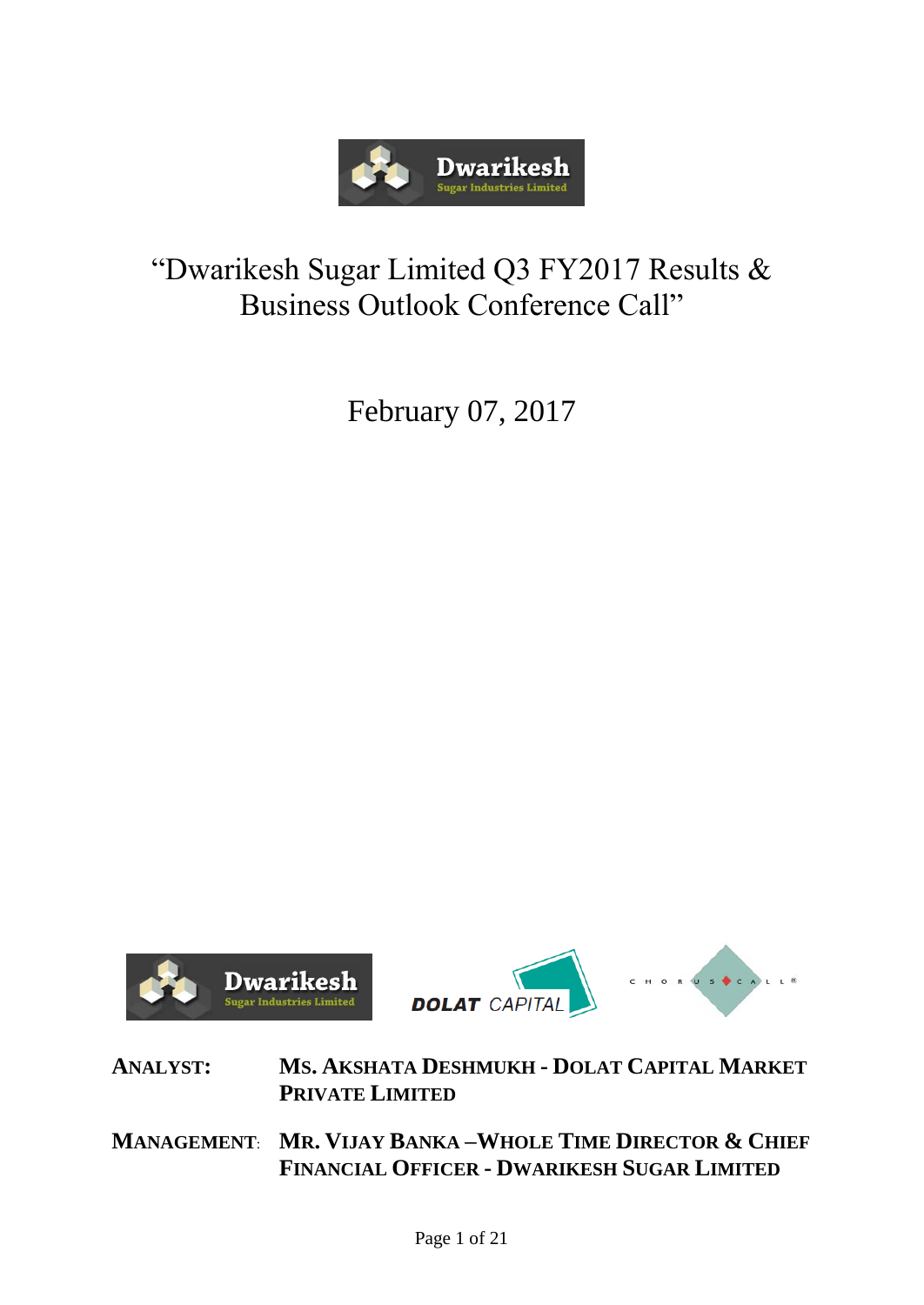# "Dwarikesh Sugar Limited Q3 FY2017 Results & Business Outlook Conference Call"

February 07, 2017

**ANALYST:** **MS. AKSHATA DESHMUKH - DOLAT CAPITAL MARKET PRIVATE LIMITED**

**MANAGEMENT:** **MR. VIJAY BANKA –WHOLE TIME DIRECTOR & CHIEF FINANCIAL OFFICER - DWARIKESH SUGAR LIMITED**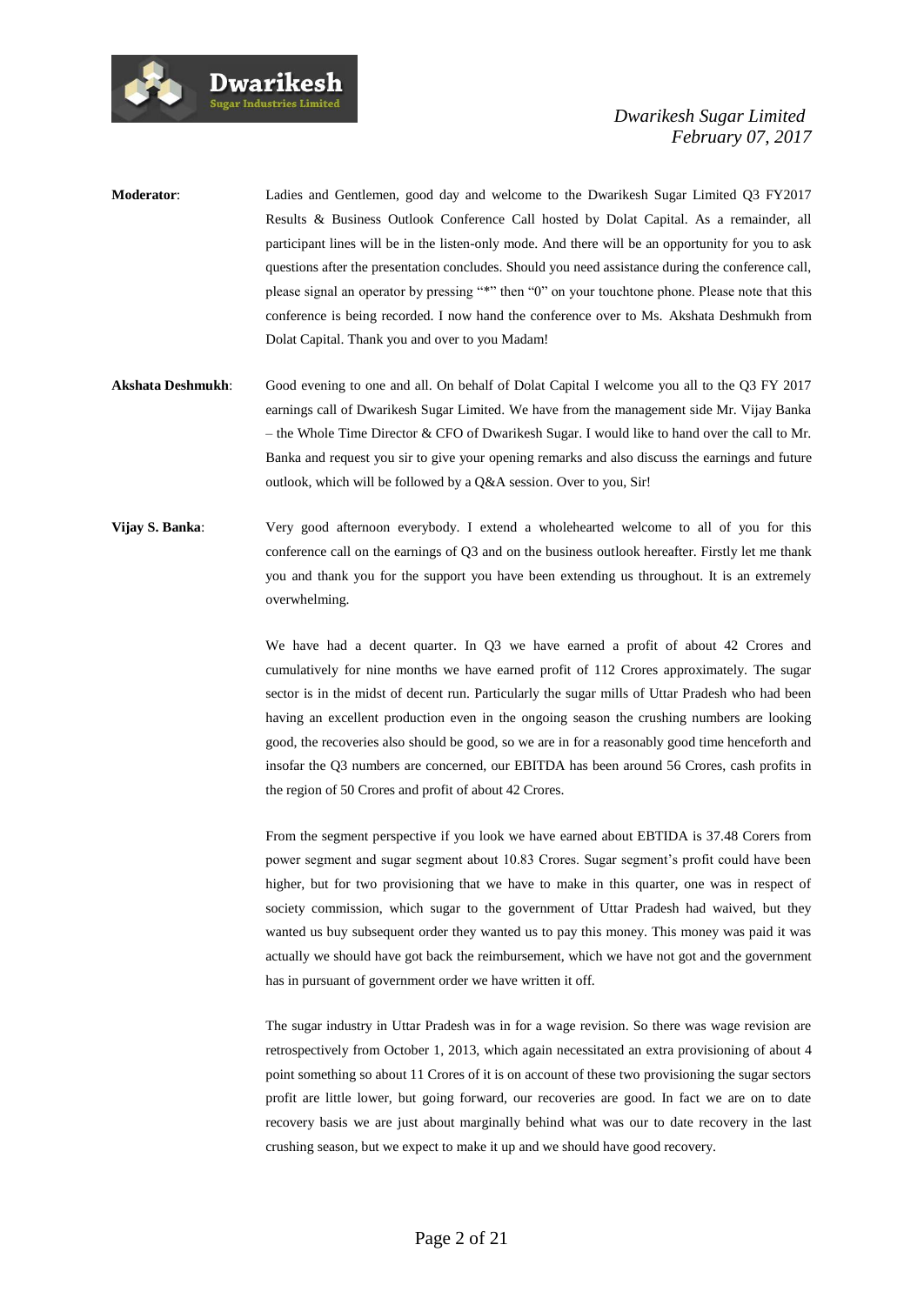**Moderator**: Ladies and Gentlemen, good day and welcome to the Dwarikesh Sugar Limited Q3 FY2017 Results & Business Outlook Conference Call hosted by Dolat Capital. As a remainder, all participant lines will be in the listen-only mode. And there will be an opportunity for you to ask questions after the presentation concludes. Should you need assistance during the conference call, please signal an operator by pressing "*" then "0" on your touchtone phone. Please note that this conference is being recorded. I now hand the conference over to Ms. Akshata Deshmukh from Dolat Capital. Thank you and over to you Madam!

**Akshata Deshmukh**: Good evening to one and all. On behalf of Dolat Capital I welcome you all to the Q3 FY 2017 earnings call of Dwarikesh Sugar Limited. We have from the management side Mr. Vijay Banka – the Whole Time Director & CFO of Dwarikesh Sugar. I would like to hand over the call to Mr. Banka and request you sir to give your opening remarks and also discuss the earnings and future outlook, which will be followed by a Q&A session. Over to you, Sir!

**Vijay S. Banka**: Very good afternoon everybody. I extend a wholehearted welcome to all of you for this conference call on the earnings of Q3 and on the business outlook hereafter. Firstly let me thank you and thank you for the support you have been extending us throughout. It is an extremely overwhelming.

We have had a decent quarter. In Q3 we have earned a profit of about 42 Crores and cumulatively for nine months we have earned profit of 112 Crores approximately. The sugar sector is in the midst of decent run. Particularly the sugar mills of Uttar Pradesh who had been having an excellent production even in the ongoing season the crushing numbers are looking good, the recoveries also should be good, so we are in for a reasonably good time henceforth and insofar the Q3 numbers are concerned, our EBITDA has been around 56 Crores, cash profits in the region of 50 Crores and profit of about 42 Crores.

From the segment perspective if you look we have earned about EBTIDA is 37.48 Corers from power segment and sugar segment about 10.83 Crores. Sugar segment's profit could have been higher, but for two provisioning that we have to make in this quarter, one was in respect of society commission, which sugar to the government of Uttar Pradesh had waived, but they wanted us buy subsequent order they wanted us to pay this money. This money was paid it was actually we should have got back the reimbursement, which we have not got and the government has in pursuant of government order we have written it off.

The sugar industry in Uttar Pradesh was in for a wage revision. So there was wage revision are retrospectively from October 1, 2013, which again necessitated an extra provisioning of about 4 point something so about 11 Crores of it is on account of these two provisioning the sugar sectors profit are little lower, but going forward, our recoveries are good. In fact we are on to date recovery basis we are just about marginally behind what was our to date recovery in the last crushing season, but we expect to make it up and we should have good recovery.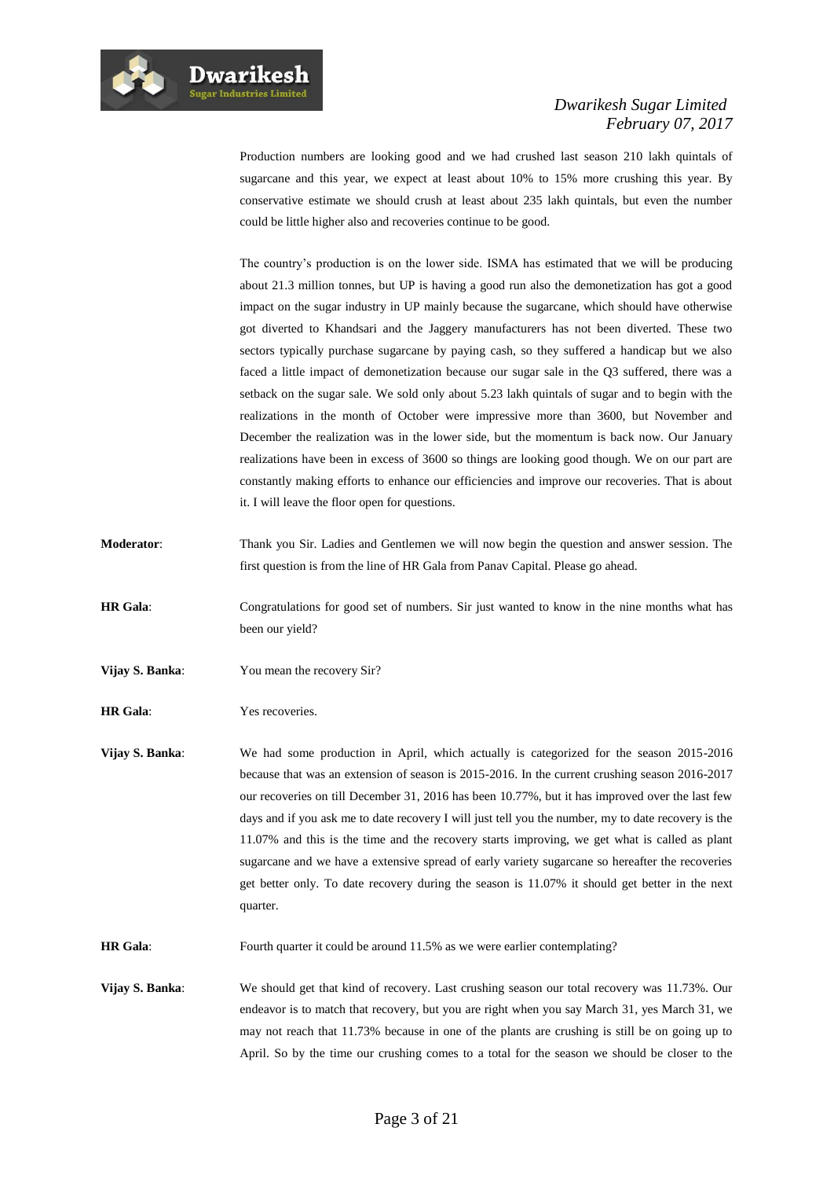Production numbers are looking good and we had crushed last season 210 lakh quintals of sugarcane and this year, we expect at least about 10% to 15% more crushing this year. By conservative estimate we should crush at least about 235 lakh quintals, but even the number could be little higher also and recoveries continue to be good.

The country's production is on the lower side. ISMA has estimated that we will be producing about 21.3 million tonnes, but UP is having a good run also the demonetization has got a good impact on the sugar industry in UP mainly because the sugarcane, which should have otherwise got diverted to Khandsari and the Jaggery manufacturers has not been diverted. These two sectors typically purchase sugarcane by paying cash, so they suffered a handicap but we also faced a little impact of demonetization because our sugar sale in the Q3 suffered, there was a setback on the sugar sale. We sold only about 5.23 lakh quintals of sugar and to begin with the realizations in the month of October were impressive more than 3600, but November and December the realization was in the lower side, but the momentum is back now. Our January realizations have been in excess of 3600 so things are looking good though. We on our part are constantly making efforts to enhance our efficiencies and improve our recoveries. That is about it. I will leave the floor open for questions.

**Moderator**: Thank you Sir. Ladies and Gentlemen we will now begin the question and answer session. The first question is from the line of HR Gala from Panav Capital. Please go ahead.

**HR Gala**: Congratulations for good set of numbers. Sir just wanted to know in the nine months what has been our yield?

**Vijay S. Banka**: You mean the recovery Sir?

**HR Gala**: Yes recoveries.

**Vijay S. Banka**: We had some production in April, which actually is categorized for the season 2015-2016 because that was an extension of season is 2015-2016. In the current crushing season 2016-2017 our recoveries on till December 31, 2016 has been 10.77%, but it has improved over the last few days and if you ask me to date recovery I will just tell you the number, my to date recovery is the 11.07% and this is the time and the recovery starts improving, we get what is called as plant sugarcane and we have a extensive spread of early variety sugarcane so hereafter the recoveries get better only. To date recovery during the season is 11.07% it should get better in the next quarter.

**HR Gala**: Fourth quarter it could be around 11.5% as we were earlier contemplating?

**Vijay S. Banka**: We should get that kind of recovery. Last crushing season our total recovery was 11.73%. Our endeavor is to match that recovery, but you are right when you say March 31, yes March 31, we may not reach that 11.73% because in one of the plants are crushing is still be on going up to April. So by the time our crushing comes to a total for the season we should be closer to the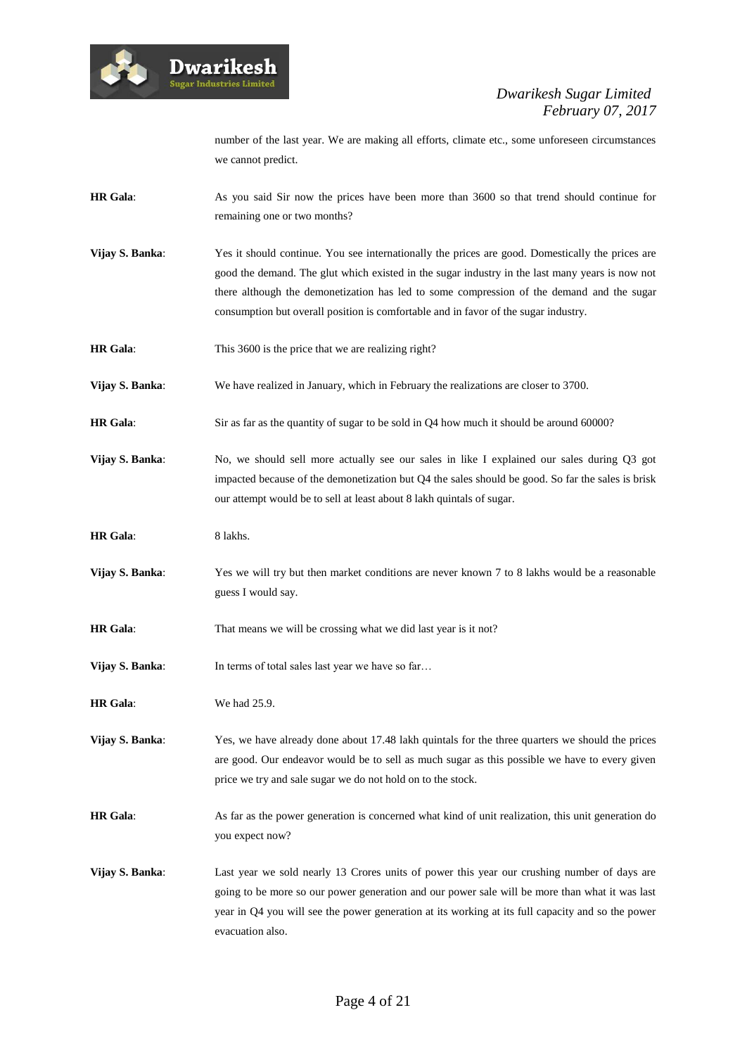number of the last year. We are making all efforts, climate etc., some unforeseen circumstances we cannot predict.

**HR Gala**: As you said Sir now the prices have been more than 3600 so that trend should continue for remaining one or two months?

**Vijay S. Banka**: Yes it should continue. You see internationally the prices are good. Domestically the prices are good the demand. The glut which existed in the sugar industry in the last many years is now not there although the demonetization has led to some compression of the demand and the sugar consumption but overall position is comfortable and in favor of the sugar industry.

**HR Gala**: This 3600 is the price that we are realizing right?

**Vijay S. Banka**: We have realized in January, which in February the realizations are closer to 3700.

**HR Gala**: Sir as far as the quantity of sugar to be sold in Q4 how much it should be around 60000?

**Vijay S. Banka**: No, we should sell more actually see our sales in like I explained our sales during Q3 got impacted because of the demonetization but Q4 the sales should be good. So far the sales is brisk our attempt would be to sell at least about 8 lakh quintals of sugar.

**HR Gala**: 8 lakhs.

**Vijay S. Banka**: Yes we will try but then market conditions are never known 7 to 8 lakhs would be a reasonable guess I would say.

**HR Gala**: That means we will be crossing what we did last year is it not?

**Vijay S. Banka**: In terms of total sales last year we have so far…

**HR Gala**: We had 25.9.

**Vijay S. Banka**: Yes, we have already done about 17.48 lakh quintals for the three quarters we should the prices are good. Our endeavor would be to sell as much sugar as this possible we have to every given price we try and sale sugar we do not hold on to the stock.

**HR Gala**: As far as the power generation is concerned what kind of unit realization, this unit generation do you expect now?

**Vijay S. Banka**: Last year we sold nearly 13 Crores units of power this year our crushing number of days are going to be more so our power generation and our power sale will be more than what it was last year in Q4 you will see the power generation at its working at its full capacity and so the power evacuation also.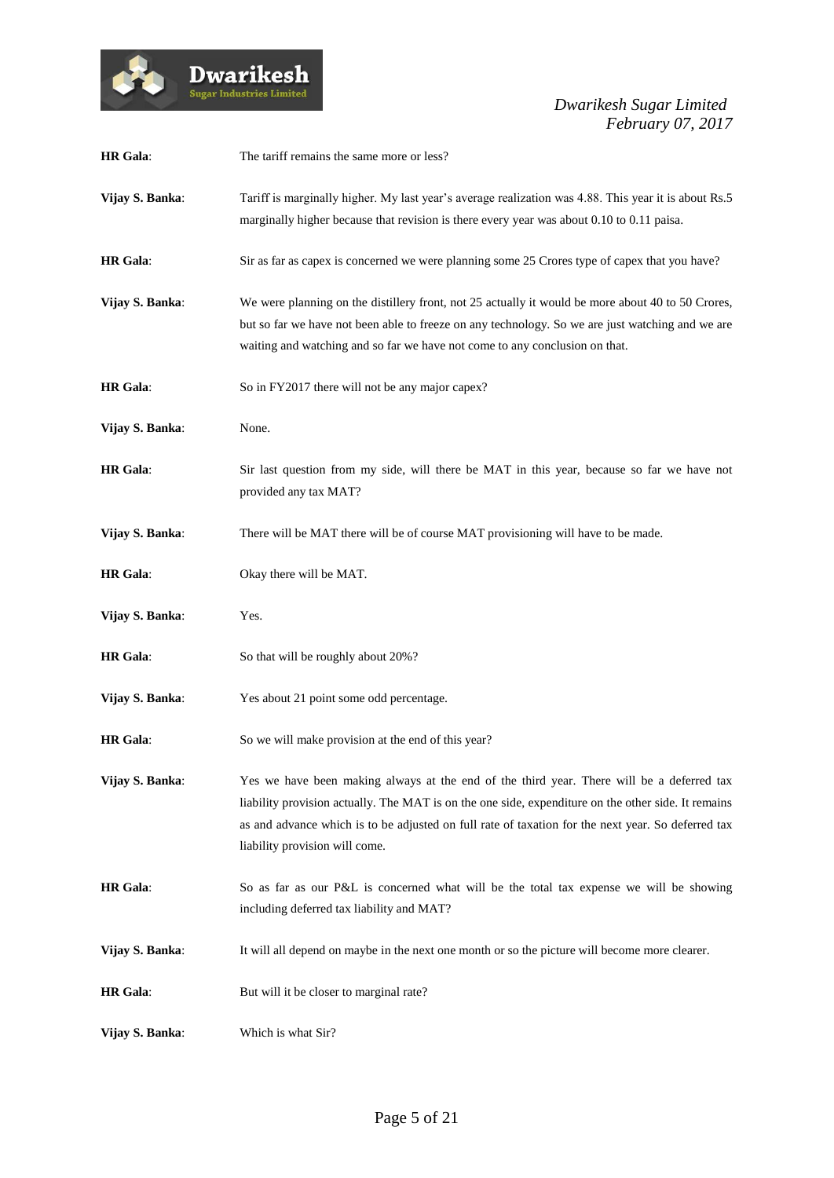**HR Gala**: The tariff remains the same more or less?

**Vijay S. Banka**: Tariff is marginally higher. My last year's average realization was 4.88. This year it is about Rs.5 marginally higher because that revision is there every year was about 0.10 to 0.11 paisa.

**HR Gala**: Sir as far as capex is concerned we were planning some 25 Crores type of capex that you have?

**Vijay S. Banka**: We were planning on the distillery front, not 25 actually it would be more about 40 to 50 Crores, but so far we have not been able to freeze on any technology. So we are just watching and we are waiting and watching and so far we have not come to any conclusion on that.

**HR Gala**: So in FY2017 there will not be any major capex?

**Vijay S. Banka**: None.

**HR Gala**: Sir last question from my side, will there be MAT in this year, because so far we have not provided any tax MAT?

**Vijay S. Banka**: There will be MAT there will be of course MAT provisioning will have to be made.

**HR Gala**: Okay there will be MAT.

**Vijay S. Banka**: Yes.

**HR Gala**: So that will be roughly about 20%?

**Vijay S. Banka**: Yes about 21 point some odd percentage.

**HR Gala**: So we will make provision at the end of this year?

**Vijay S. Banka**: Yes we have been making always at the end of the third year. There will be a deferred tax liability provision actually. The MAT is on the one side, expenditure on the other side. It remains as and advance which is to be adjusted on full rate of taxation for the next year. So deferred tax liability provision will come.

**HR Gala**: So as far as our P&L is concerned what will be the total tax expense we will be showing including deferred tax liability and MAT?

**Vijay S. Banka**: It will all depend on maybe in the next one month or so the picture will become more clearer.

**HR Gala**: But will it be closer to marginal rate?

**Vijay S. Banka**: Which is what Sir?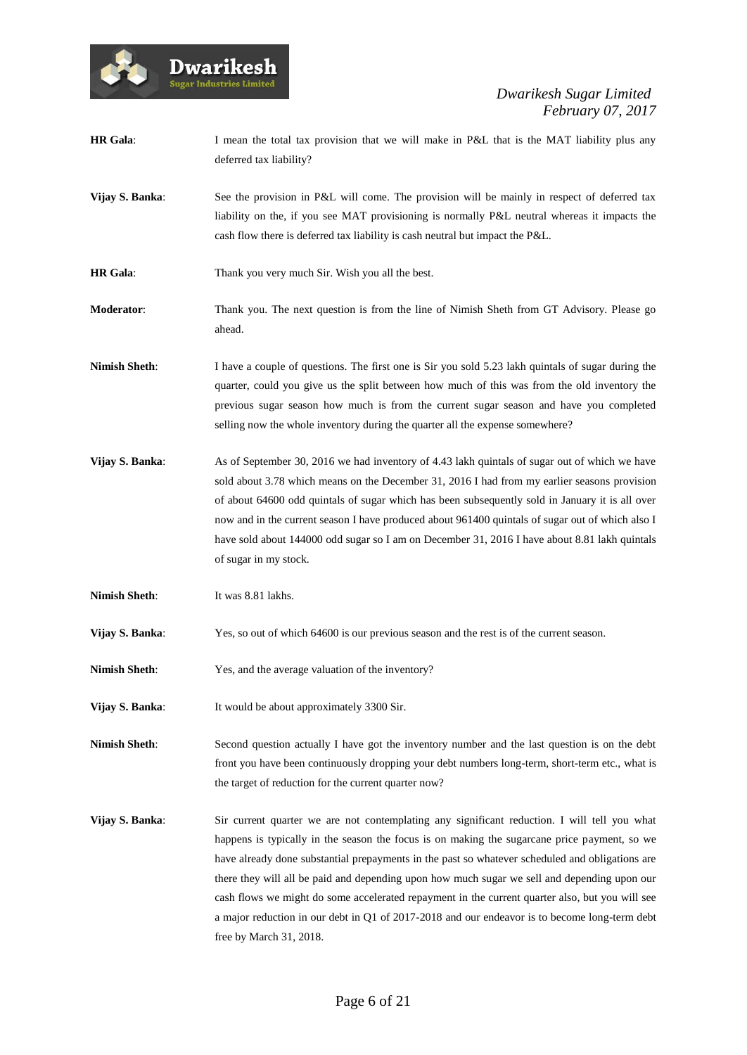**HR Gala**: I mean the total tax provision that we will make in P&L that is the MAT liability plus any deferred tax liability?

**Vijay S. Banka**: See the provision in P&L will come. The provision will be mainly in respect of deferred tax liability on the, if you see MAT provisioning is normally P&L neutral whereas it impacts the cash flow there is deferred tax liability is cash neutral but impact the P&L.

**HR Gala**: Thank you very much Sir. Wish you all the best.

**Moderator**: Thank you. The next question is from the line of Nimish Sheth from GT Advisory. Please go ahead.

**Nimish Sheth**: I have a couple of questions. The first one is Sir you sold 5.23 lakh quintals of sugar during the quarter, could you give us the split between how much of this was from the old inventory the previous sugar season how much is from the current sugar season and have you completed selling now the whole inventory during the quarter all the expense somewhere?

**Vijay S. Banka**: As of September 30, 2016 we had inventory of 4.43 lakh quintals of sugar out of which we have sold about 3.78 which means on the December 31, 2016 I had from my earlier seasons provision of about 64600 odd quintals of sugar which has been subsequently sold in January it is all over now and in the current season I have produced about 961400 quintals of sugar out of which also I have sold about 144000 odd sugar so I am on December 31, 2016 I have about 8.81 lakh quintals of sugar in my stock.

**Nimish Sheth**: It was 8.81 lakhs.

**Vijay S. Banka**: Yes, so out of which 64600 is our previous season and the rest is of the current season.

**Nimish Sheth**: Yes, and the average valuation of the inventory?

**Vijay S. Banka**: It would be about approximately 3300 Sir.

**Nimish Sheth**: Second question actually I have got the inventory number and the last question is on the debt front you have been continuously dropping your debt numbers long-term, short-term etc., what is the target of reduction for the current quarter now?

**Vijay S. Banka**: Sir current quarter we are not contemplating any significant reduction. I will tell you what happens is typically in the season the focus is on making the sugarcane price payment, so we have already done substantial prepayments in the past so whatever scheduled and obligations are there they will all be paid and depending upon how much sugar we sell and depending upon our cash flows we might do some accelerated repayment in the current quarter also, but you will see a major reduction in our debt in Q1 of 2017-2018 and our endeavor is to become long-term debt free by March 31, 2018.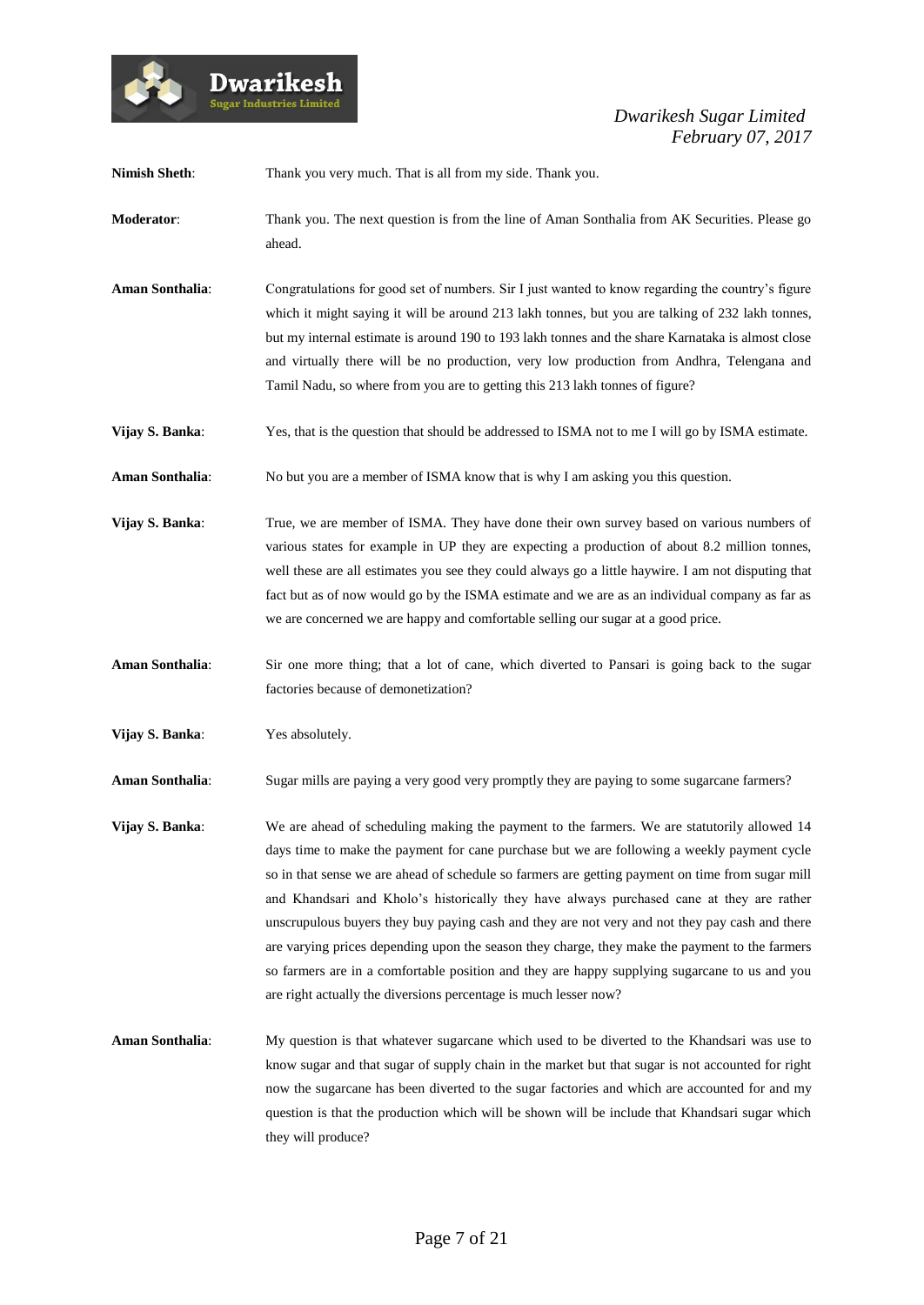**Nimish Sheth**: Thank you very much. That is all from my side. Thank you.

**Moderator**: Thank you. The next question is from the line of Aman Sonthalia from AK Securities. Please go ahead.

**Aman Sonthalia**: Congratulations for good set of numbers. Sir I just wanted to know regarding the country's figure which it might saying it will be around 213 lakh tonnes, but you are talking of 232 lakh tonnes, but my internal estimate is around 190 to 193 lakh tonnes and the share Karnataka is almost close and virtually there will be no production, very low production from Andhra, Telengana and Tamil Nadu, so where from you are to getting this 213 lakh tonnes of figure?

**Vijay S. Banka**: Yes, that is the question that should be addressed to ISMA not to me I will go by ISMA estimate.

**Aman Sonthalia**: No but you are a member of ISMA know that is why I am asking you this question.

**Vijay S. Banka**: True, we are member of ISMA. They have done their own survey based on various numbers of various states for example in UP they are expecting a production of about 8.2 million tonnes, well these are all estimates you see they could always go a little haywire. I am not disputing that fact but as of now would go by the ISMA estimate and we are as an individual company as far as we are concerned we are happy and comfortable selling our sugar at a good price.

**Aman Sonthalia**: Sir one more thing; that a lot of cane, which diverted to Pansari is going back to the sugar factories because of demonetization?

**Vijay S. Banka**: Yes absolutely.

**Aman Sonthalia**: Sugar mills are paying a very good very promptly they are paying to some sugarcane farmers?

**Vijay S. Banka**: We are ahead of scheduling making the payment to the farmers. We are statutorily allowed 14 days time to make the payment for cane purchase but we are following a weekly payment cycle so in that sense we are ahead of schedule so farmers are getting payment on time from sugar mill and Khandsari and Kholo's historically they have always purchased cane at they are rather unscrupulous buyers they buy paying cash and they are not very and not they pay cash and there are varying prices depending upon the season they charge, they make the payment to the farmers so farmers are in a comfortable position and they are happy supplying sugarcane to us and you are right actually the diversions percentage is much lesser now?

**Aman Sonthalia**: My question is that whatever sugarcane which used to be diverted to the Khandsari was use to know sugar and that sugar of supply chain in the market but that sugar is not accounted for right now the sugarcane has been diverted to the sugar factories and which are accounted for and my question is that the production which will be shown will be include that Khandsari sugar which they will produce?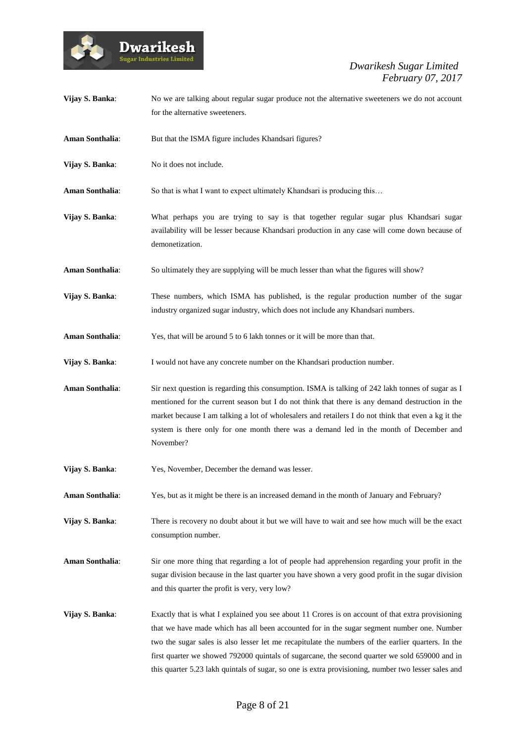**Vijay S. Banka**: No we are talking about regular sugar produce not the alternative sweeteners we do not account for the alternative sweeteners.

**Aman Sonthalia**: But that the ISMA figure includes Khandsari figures?

**Vijay S. Banka**: No it does not include.

**Aman Sonthalia**: So that is what I want to expect ultimately Khandsari is producing this…

**Vijay S. Banka**: What perhaps you are trying to say is that together regular sugar plus Khandsari sugar availability will be lesser because Khandsari production in any case will come down because of demonetization.

**Aman Sonthalia**: So ultimately they are supplying will be much lesser than what the figures will show?

**Vijay S. Banka**: These numbers, which ISMA has published, is the regular production number of the sugar industry organized sugar industry, which does not include any Khandsari numbers.

**Aman Sonthalia**: Yes, that will be around 5 to 6 lakh tonnes or it will be more than that.

**Vijay S. Banka**: I would not have any concrete number on the Khandsari production number.

**Aman Sonthalia**: Sir next question is regarding this consumption. ISMA is talking of 242 lakh tonnes of sugar as I mentioned for the current season but I do not think that there is any demand destruction in the market because I am talking a lot of wholesalers and retailers I do not think that even a kg it the system is there only for one month there was a demand led in the month of December and November?

**Vijay S. Banka**: Yes, November, December the demand was lesser.

**Aman Sonthalia**: Yes, but as it might be there is an increased demand in the month of January and February?

**Vijay S. Banka**: There is recovery no doubt about it but we will have to wait and see how much will be the exact consumption number.

**Aman Sonthalia**: Sir one more thing that regarding a lot of people had apprehension regarding your profit in the sugar division because in the last quarter you have shown a very good profit in the sugar division and this quarter the profit is very, very low?

**Vijay S. Banka**: Exactly that is what I explained you see about 11 Crores is on account of that extra provisioning that we have made which has all been accounted for in the sugar segment number one. Number two the sugar sales is also lesser let me recapitulate the numbers of the earlier quarters. In the first quarter we showed 792000 quintals of sugarcane, the second quarter we sold 659000 and in this quarter 5.23 lakh quintals of sugar, so one is extra provisioning, number two lesser sales and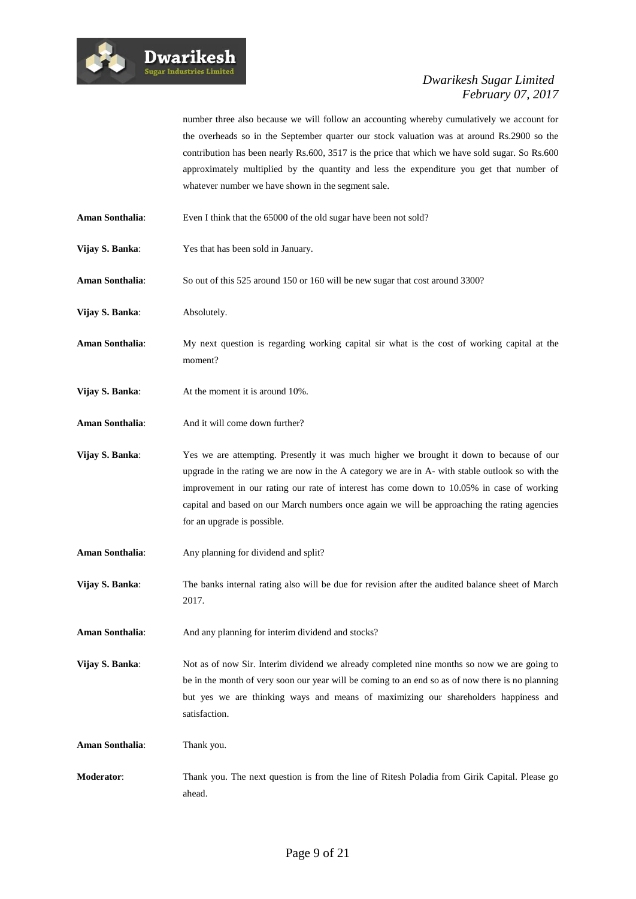number three also because we will follow an accounting whereby cumulatively we account for the overheads so in the September quarter our stock valuation was at around Rs.2900 so the contribution has been nearly Rs.600, 3517 is the price that which we have sold sugar. So Rs.600 approximately multiplied by the quantity and less the expenditure you get that number of whatever number we have shown in the segment sale.

**Aman Sonthalia**: Even I think that the 65000 of the old sugar have been not sold?

**Vijay S. Banka**: Yes that has been sold in January.

**Aman Sonthalia**: So out of this 525 around 150 or 160 will be new sugar that cost around 3300?

**Vijay S. Banka**: Absolutely.

**Aman Sonthalia**: My next question is regarding working capital sir what is the cost of working capital at the moment?

**Vijay S. Banka**: At the moment it is around 10%.

**Aman Sonthalia**: And it will come down further?

**Vijay S. Banka**: Yes we are attempting. Presently it was much higher we brought it down to because of our upgrade in the rating we are now in the A category we are in A- with stable outlook so with the improvement in our rating our rate of interest has come down to 10.05% in case of working capital and based on our March numbers once again we will be approaching the rating agencies for an upgrade is possible.

**Aman Sonthalia**: Any planning for dividend and split?

**Vijay S. Banka**: The banks internal rating also will be due for revision after the audited balance sheet of March 2017.

**Aman Sonthalia**: And any planning for interim dividend and stocks?

**Vijay S. Banka**: Not as of now Sir. Interim dividend we already completed nine months so now we are going to be in the month of very soon our year will be coming to an end so as of now there is no planning but yes we are thinking ways and means of maximizing our shareholders happiness and satisfaction.

**Aman Sonthalia**: Thank you.

**Moderator**: Thank you. The next question is from the line of Ritesh Poladia from Girik Capital. Please go ahead.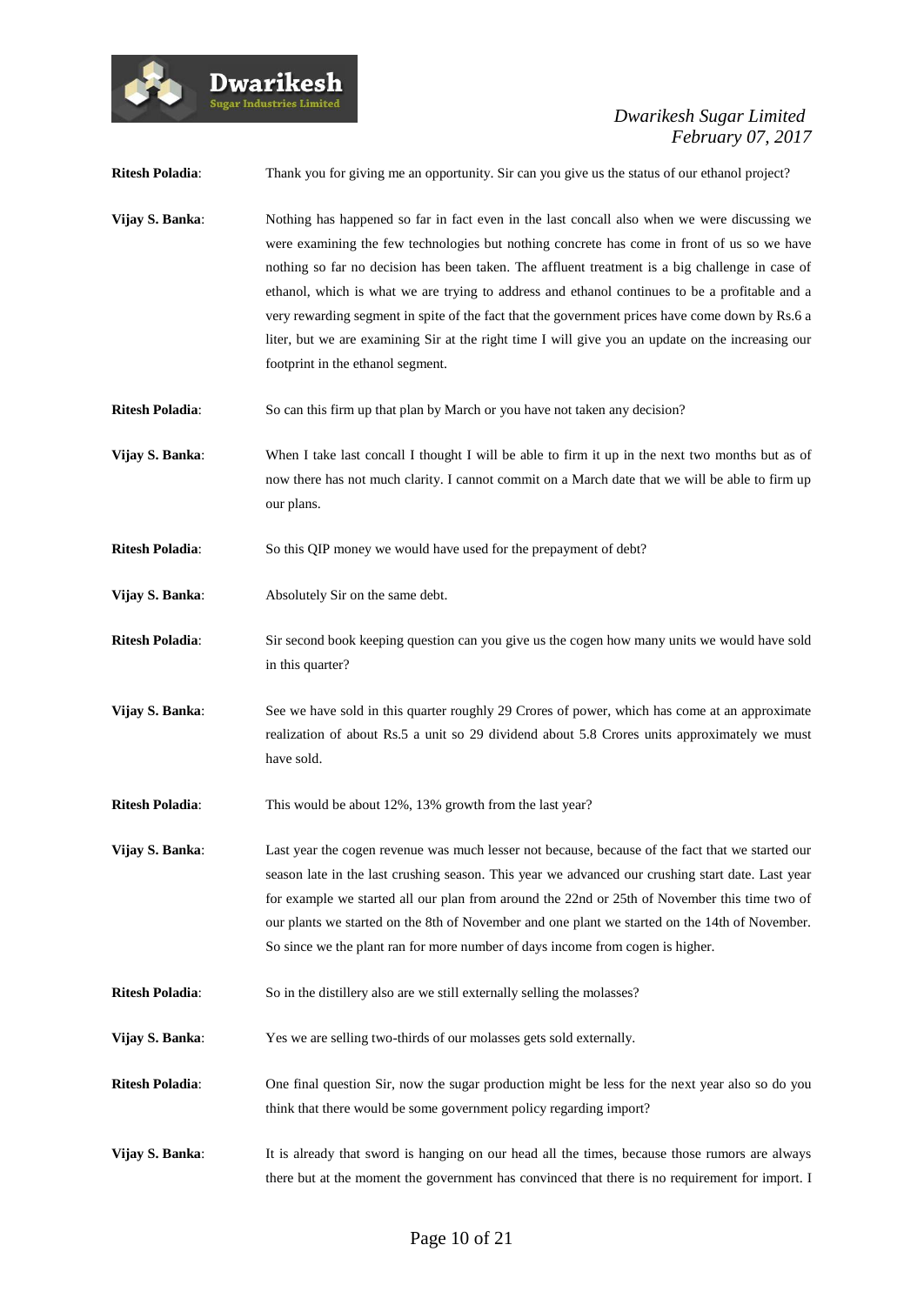**Ritesh Poladia**: Thank you for giving me an opportunity. Sir can you give us the status of our ethanol project?

**Vijay S. Banka**: Nothing has happened so far in fact even in the last concall also when we were discussing we were examining the few technologies but nothing concrete has come in front of us so we have nothing so far no decision has been taken. The affluent treatment is a big challenge in case of ethanol, which is what we are trying to address and ethanol continues to be a profitable and a very rewarding segment in spite of the fact that the government prices have come down by Rs.6 a liter, but we are examining Sir at the right time I will give you an update on the increasing our footprint in the ethanol segment.

**Ritesh Poladia**: So can this firm up that plan by March or you have not taken any decision?

**Vijay S. Banka**: When I take last concall I thought I will be able to firm it up in the next two months but as of now there has not much clarity. I cannot commit on a March date that we will be able to firm up our plans.

**Ritesh Poladia**: So this QIP money we would have used for the prepayment of debt?

**Vijay S. Banka**: Absolutely Sir on the same debt.

**Ritesh Poladia**: Sir second book keeping question can you give us the cogen how many units we would have sold in this quarter?

**Vijay S. Banka**: See we have sold in this quarter roughly 29 Crores of power, which has come at an approximate realization of about Rs.5 a unit so 29 dividend about 5.8 Crores units approximately we must have sold.

**Ritesh Poladia**: This would be about 12%, 13% growth from the last year?

**Vijay S. Banka**: Last year the cogen revenue was much lesser not because, because of the fact that we started our season late in the last crushing season. This year we advanced our crushing start date. Last year for example we started all our plan from around the 22nd or 25th of November this time two of our plants we started on the 8th of November and one plant we started on the 14th of November. So since we the plant ran for more number of days income from cogen is higher.

**Ritesh Poladia**: So in the distillery also are we still externally selling the molasses?

**Vijay S. Banka**: Yes we are selling two-thirds of our molasses gets sold externally.

**Ritesh Poladia**: One final question Sir, now the sugar production might be less for the next year also so do you think that there would be some government policy regarding import?

**Vijay S. Banka**: It is already that sword is hanging on our head all the times, because those rumors are always there but at the moment the government has convinced that there is no requirement for import. I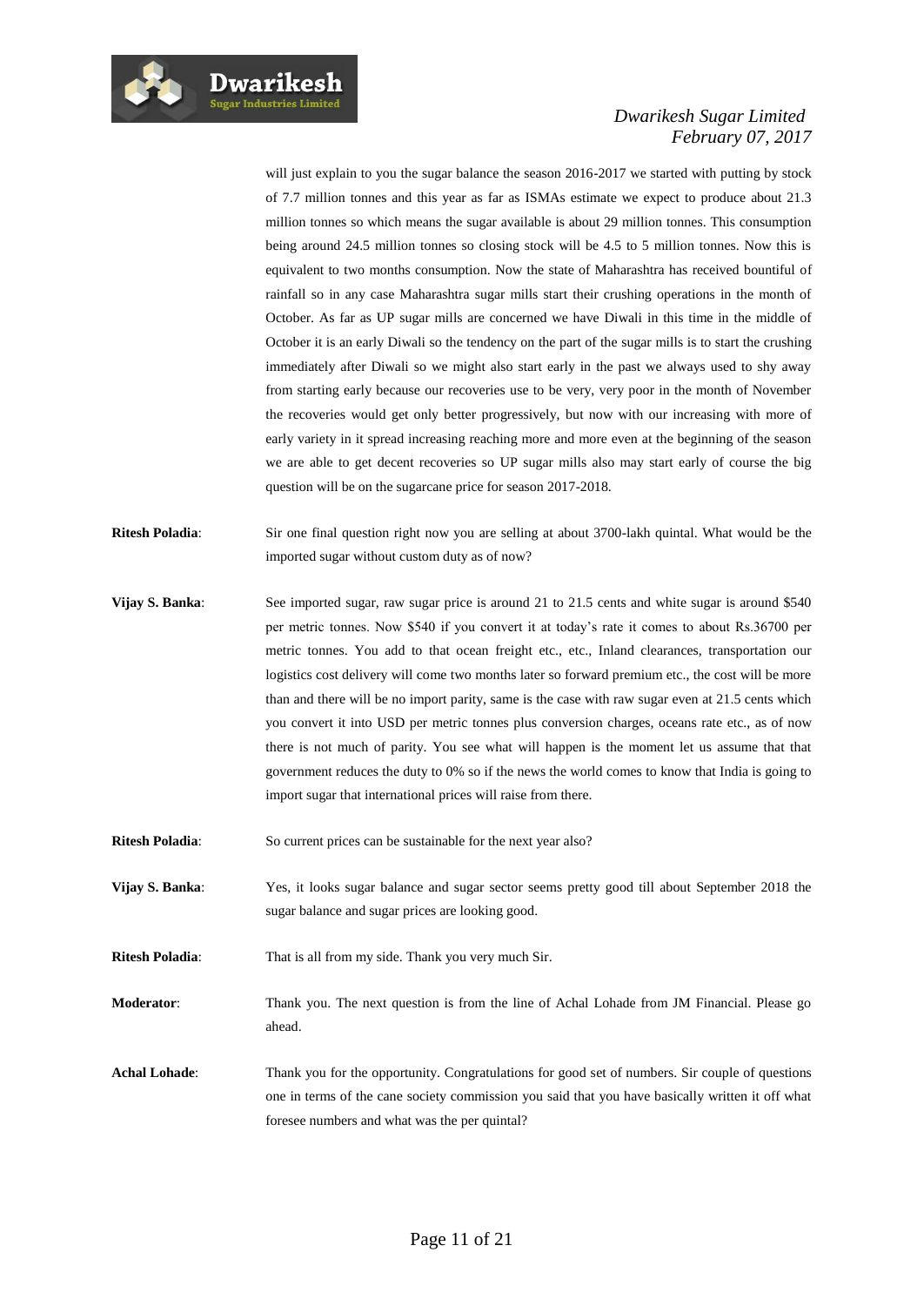will just explain to you the sugar balance the season 2016-2017 we started with putting by stock of 7.7 million tonnes and this year as far as ISMAs estimate we expect to produce about 21.3 million tonnes so which means the sugar available is about 29 million tonnes. This consumption being around 24.5 million tonnes so closing stock will be 4.5 to 5 million tonnes. Now this is equivalent to two months consumption. Now the state of Maharashtra has received bountiful of rainfall so in any case Maharashtra sugar mills start their crushing operations in the month of October. As far as UP sugar mills are concerned we have Diwali in this time in the middle of October it is an early Diwali so the tendency on the part of the sugar mills is to start the crushing immediately after Diwali so we might also start early in the past we always used to shy away from starting early because our recoveries use to be very, very poor in the month of November the recoveries would get only better progressively, but now with our increasing with more of early variety in it spread increasing reaching more and more even at the beginning of the season we are able to get decent recoveries so UP sugar mills also may start early of course the big question will be on the sugarcane price for season 2017-2018.

**Ritesh Poladia**: Sir one final question right now you are selling at about 3700-lakh quintal. What would be the imported sugar without custom duty as of now?

**Vijay S. Banka**: See imported sugar, raw sugar price is around 21 to 21.5 cents and white sugar is around $540 per metric tonnes. Now $540 if you convert it at today's rate it comes to about Rs.36700 per metric tonnes. You add to that ocean freight etc., etc., Inland clearances, transportation our logistics cost delivery will come two months later so forward premium etc., the cost will be more than and there will be no import parity, same is the case with raw sugar even at 21.5 cents which you convert it into USD per metric tonnes plus conversion charges, oceans rate etc., as of now there is not much of parity. You see what will happen is the moment let us assume that that government reduces the duty to 0% so if the news the world comes to know that India is going to import sugar that international prices will raise from there.

**Ritesh Poladia**: So current prices can be sustainable for the next year also?

**Vijay S. Banka**: Yes, it looks sugar balance and sugar sector seems pretty good till about September 2018 the sugar balance and sugar prices are looking good.

**Ritesh Poladia**: That is all from my side. Thank you very much Sir.

**Moderator**: Thank you. The next question is from the line of Achal Lohade from JM Financial. Please go ahead.

**Achal Lohade**: Thank you for the opportunity. Congratulations for good set of numbers. Sir couple of questions one in terms of the cane society commission you said that you have basically written it off what foresee numbers and what was the per quintal?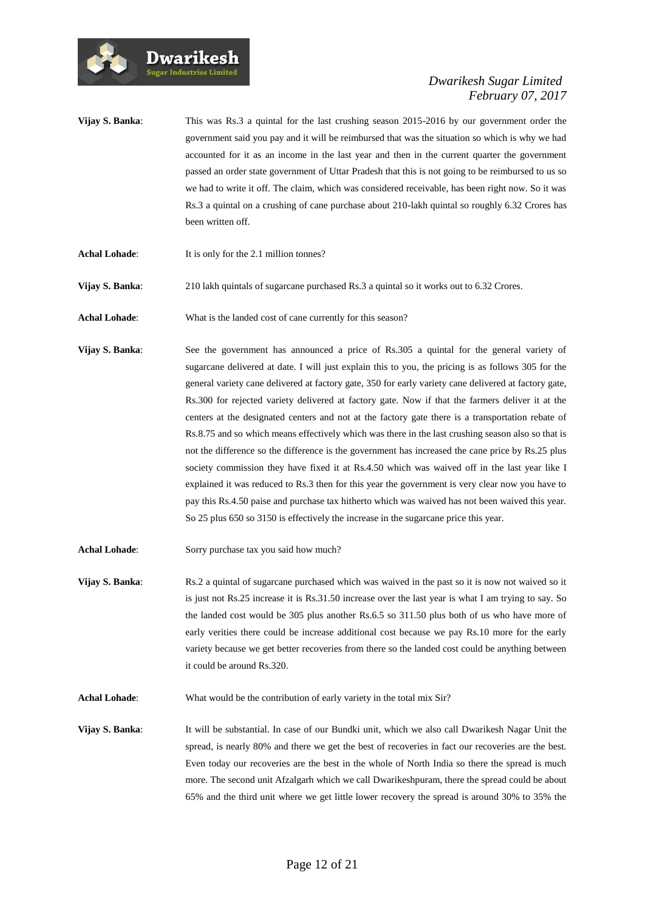**Vijay S. Banka**: This was Rs.3 a quintal for the last crushing season 2015-2016 by our government order the government said you pay and it will be reimbursed that was the situation so which is why we had accounted for it as an income in the last year and then in the current quarter the government passed an order state government of Uttar Pradesh that this is not going to be reimbursed to us so we had to write it off. The claim, which was considered receivable, has been right now. So it was Rs.3 a quintal on a crushing of cane purchase about 210-lakh quintal so roughly 6.32 Crores has been written off.

**Achal Lohade**: It is only for the 2.1 million tonnes?

**Vijay S. Banka**: 210 lakh quintals of sugarcane purchased Rs.3 a quintal so it works out to 6.32 Crores.

**Achal Lohade**: What is the landed cost of cane currently for this season?

**Vijay S. Banka**: See the government has announced a price of Rs.305 a quintal for the general variety of sugarcane delivered at date. I will just explain this to you, the pricing is as follows 305 for the general variety cane delivered at factory gate, 350 for early variety cane delivered at factory gate, Rs.300 for rejected variety delivered at factory gate. Now if that the farmers deliver it at the centers at the designated centers and not at the factory gate there is a transportation rebate of Rs.8.75 and so which means effectively which was there in the last crushing season also so that is not the difference so the difference is the government has increased the cane price by Rs.25 plus society commission they have fixed it at Rs.4.50 which was waived off in the last year like I explained it was reduced to Rs.3 then for this year the government is very clear now you have to pay this Rs.4.50 paise and purchase tax hitherto which was waived has not been waived this year. So 25 plus 650 so 3150 is effectively the increase in the sugarcane price this year.

**Achal Lohade**: Sorry purchase tax you said how much?

**Vijay S. Banka**: Rs.2 a quintal of sugarcane purchased which was waived in the past so it is now not waived so it is just not Rs.25 increase it is Rs.31.50 increase over the last year is what I am trying to say. So the landed cost would be 305 plus another Rs.6.5 so 311.50 plus both of us who have more of early verities there could be increase additional cost because we pay Rs.10 more for the early variety because we get better recoveries from there so the landed cost could be anything between it could be around Rs.320.

**Achal Lohade**: What would be the contribution of early variety in the total mix Sir?

**Vijay S. Banka**: It will be substantial. In case of our Bundki unit, which we also call Dwarikesh Nagar Unit the spread, is nearly 80% and there we get the best of recoveries in fact our recoveries are the best. Even today our recoveries are the best in the whole of North India so there the spread is much more. The second unit Afzalgarh which we call Dwarikeshpuram, there the spread could be about 65% and the third unit where we get little lower recovery the spread is around 30% to 35% the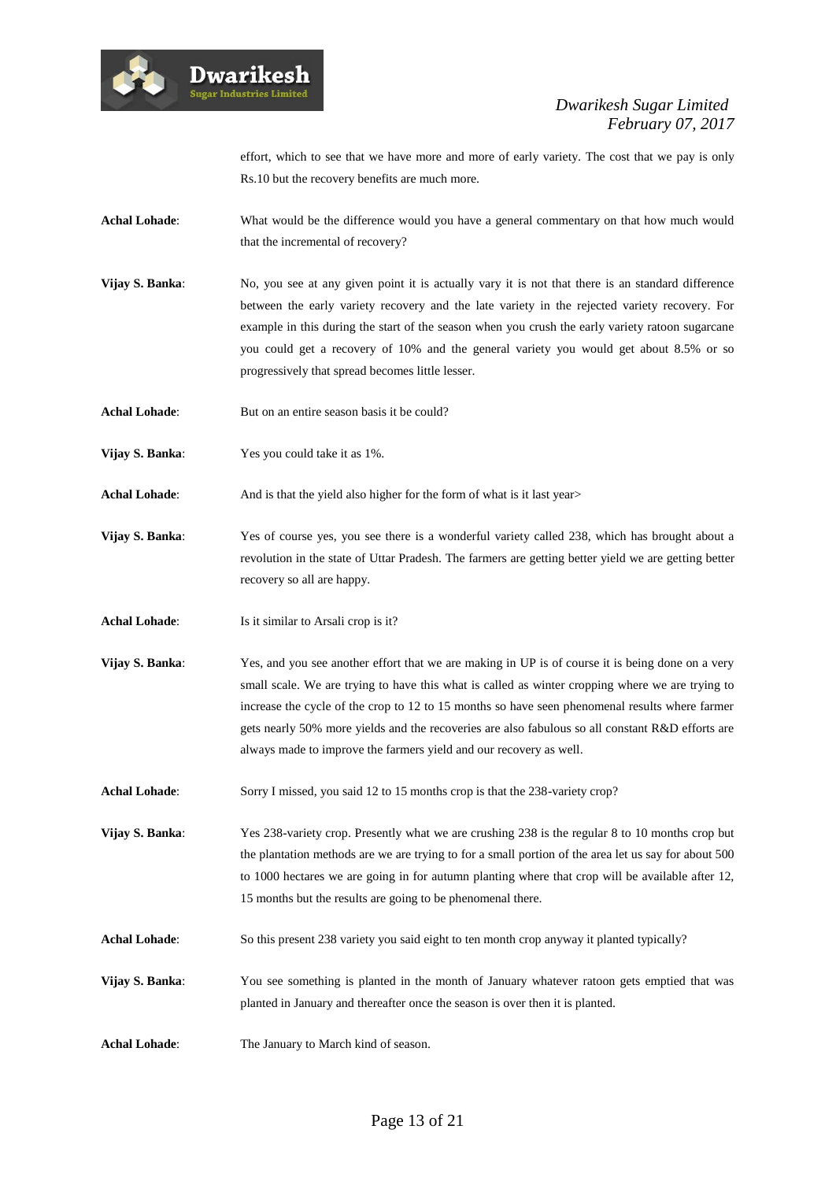effort, which to see that we have more and more of early variety. The cost that we pay is only Rs.10 but the recovery benefits are much more.

**Achal Lohade**: What would be the difference would you have a general commentary on that how much would that the incremental of recovery?

**Vijay S. Banka**: No, you see at any given point it is actually vary it is not that there is an standard difference between the early variety recovery and the late variety in the rejected variety recovery. For example in this during the start of the season when you crush the early variety ratoon sugarcane you could get a recovery of 10% and the general variety you would get about 8.5% or so progressively that spread becomes little lesser.

**Achal Lohade**: But on an entire season basis it be could?

**Vijay S. Banka**: Yes you could take it as 1%.

**Achal Lohade**: And is that the yield also higher for the form of what is it last year>

**Vijay S. Banka**: Yes of course yes, you see there is a wonderful variety called 238, which has brought about a revolution in the state of Uttar Pradesh. The farmers are getting better yield we are getting better recovery so all are happy.

**Achal Lohade**: Is it similar to Arsali crop is it?

**Vijay S. Banka**: Yes, and you see another effort that we are making in UP is of course it is being done on a very small scale. We are trying to have this what is called as winter cropping where we are trying to increase the cycle of the crop to 12 to 15 months so have seen phenomenal results where farmer gets nearly 50% more yields and the recoveries are also fabulous so all constant R&D efforts are always made to improve the farmers yield and our recovery as well.

**Achal Lohade**: Sorry I missed, you said 12 to 15 months crop is that the 238-variety crop?

**Vijay S. Banka**: Yes 238-variety crop. Presently what we are crushing 238 is the regular 8 to 10 months crop but the plantation methods are we are trying to for a small portion of the area let us say for about 500 to 1000 hectares we are going in for autumn planting where that crop will be available after 12, 15 months but the results are going to be phenomenal there.

**Achal Lohade**: So this present 238 variety you said eight to ten month crop anyway it planted typically?

**Vijay S. Banka**: You see something is planted in the month of January whatever ratoon gets emptied that was planted in January and thereafter once the season is over then it is planted.

**Achal Lohade**: The January to March kind of season.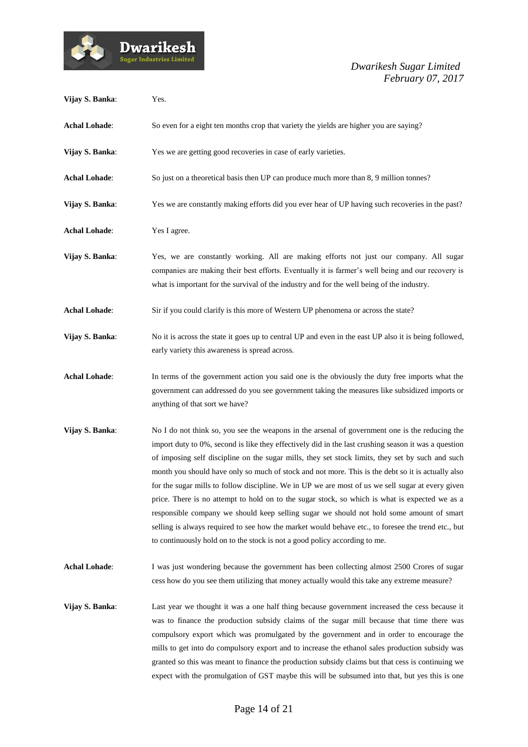**Vijay S. Banka**: Yes.

**Achal Lohade**: So even for a eight ten months crop that variety the yields are higher you are saying?

**Vijay S. Banka**: Yes we are getting good recoveries in case of early varieties.

**Achal Lohade**: So just on a theoretical basis then UP can produce much more than 8, 9 million tonnes?

**Vijay S. Banka**: Yes we are constantly making efforts did you ever hear of UP having such recoveries in the past?

**Achal Lohade**: Yes I agree.

**Vijay S. Banka**: Yes, we are constantly working. All are making efforts not just our company. All sugar companies are making their best efforts. Eventually it is farmer's well being and our recovery is what is important for the survival of the industry and for the well being of the industry.

**Achal Lohade**: Sir if you could clarify is this more of Western UP phenomena or across the state?

**Vijay S. Banka**: No it is across the state it goes up to central UP and even in the east UP also it is being followed, early variety this awareness is spread across.

**Achal Lohade**: In terms of the government action you said one is the obviously the duty free imports what the government can addressed do you see government taking the measures like subsidized imports or anything of that sort we have?

**Vijay S. Banka**: No I do not think so, you see the weapons in the arsenal of government one is the reducing the import duty to 0%, second is like they effectively did in the last crushing season it was a question of imposing self discipline on the sugar mills, they set stock limits, they set by such and such month you should have only so much of stock and not more. This is the debt so it is actually also for the sugar mills to follow discipline. We in UP we are most of us we sell sugar at every given price. There is no attempt to hold on to the sugar stock, so which is what is expected we as a responsible company we should keep selling sugar we should not hold some amount of smart selling is always required to see how the market would behave etc., to foresee the trend etc., but to continuously hold on to the stock is not a good policy according to me.

**Achal Lohade**: I was just wondering because the government has been collecting almost 2500 Crores of sugar cess how do you see them utilizing that money actually would this take any extreme measure?

**Vijay S. Banka**: Last year we thought it was a one half thing because government increased the cess because it was to finance the production subsidy claims of the sugar mill because that time there was compulsory export which was promulgated by the government and in order to encourage the mills to get into do compulsory export and to increase the ethanol sales production subsidy was granted so this was meant to finance the production subsidy claims but that cess is continuing we expect with the promulgation of GST maybe this will be subsumed into that, but yes this is one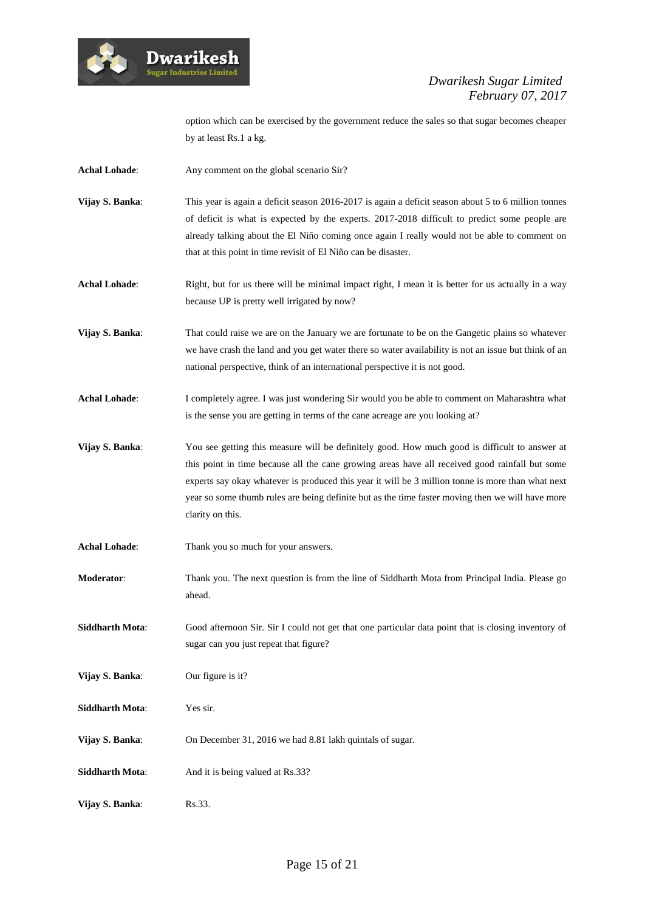option which can be exercised by the government reduce the sales so that sugar becomes cheaper by at least Rs.1 a kg.

**Achal Lohade**: Any comment on the global scenario Sir?

**Vijay S. Banka**: This year is again a deficit season 2016-2017 is again a deficit season about 5 to 6 million tonnes of deficit is what is expected by the experts. 2017-2018 difficult to predict some people are already talking about the El Niño coming once again I really would not be able to comment on that at this point in time revisit of El Niño can be disaster.

**Achal Lohade**: Right, but for us there will be minimal impact right, I mean it is better for us actually in a way because UP is pretty well irrigated by now?

**Vijay S. Banka**: That could raise we are on the January we are fortunate to be on the Gangetic plains so whatever we have crash the land and you get water there so water availability is not an issue but think of an national perspective, think of an international perspective it is not good.

**Achal Lohade**: I completely agree. I was just wondering Sir would you be able to comment on Maharashtra what is the sense you are getting in terms of the cane acreage are you looking at?

**Vijay S. Banka**: You see getting this measure will be definitely good. How much good is difficult to answer at this point in time because all the cane growing areas have all received good rainfall but some experts say okay whatever is produced this year it will be 3 million tonne is more than what next year so some thumb rules are being definite but as the time faster moving then we will have more clarity on this.

**Achal Lohade**: Thank you so much for your answers.

**Moderator**: Thank you. The next question is from the line of Siddharth Mota from Principal India. Please go ahead.

**Siddharth Mota**: Good afternoon Sir. Sir I could not get that one particular data point that is closing inventory of sugar can you just repeat that figure?

**Vijay S. Banka**: Our figure is it?

**Siddharth Mota**: Yes sir.

**Vijay S. Banka**: On December 31, 2016 we had 8.81 lakh quintals of sugar.

**Siddharth Mota**: And it is being valued at Rs.33?

**Vijay S. Banka**: Rs.33.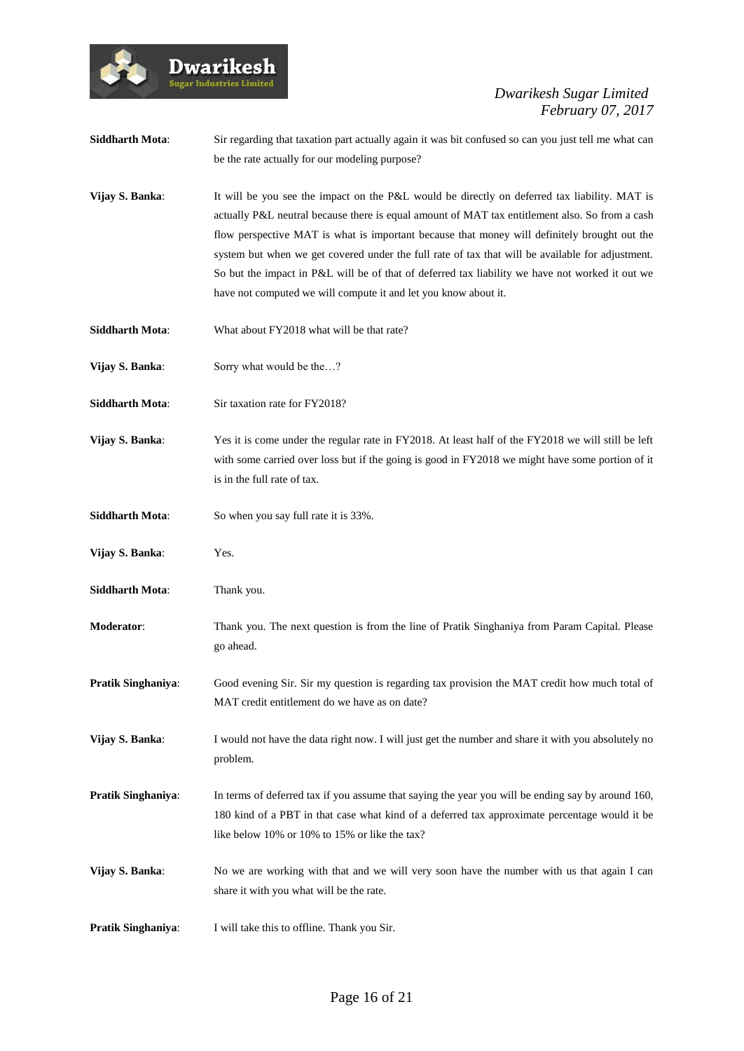**Siddharth Mota**: Sir regarding that taxation part actually again it was bit confused so can you just tell me what can be the rate actually for our modeling purpose?

**Vijay S. Banka**: It will be you see the impact on the P&L would be directly on deferred tax liability. MAT is actually P&L neutral because there is equal amount of MAT tax entitlement also. So from a cash flow perspective MAT is what is important because that money will definitely brought out the system but when we get covered under the full rate of tax that will be available for adjustment. So but the impact in P&L will be of that of deferred tax liability we have not worked it out we have not computed we will compute it and let you know about it.

**Siddharth Mota**: What about FY2018 what will be that rate?

**Vijay S. Banka**: Sorry what would be the…?

**Siddharth Mota**: Sir taxation rate for FY2018?

**Vijay S. Banka**: Yes it is come under the regular rate in FY2018. At least half of the FY2018 we will still be left with some carried over loss but if the going is good in FY2018 we might have some portion of it is in the full rate of tax.

**Siddharth Mota**: So when you say full rate it is 33%.

**Vijay S. Banka**: Yes.

**Siddharth Mota**: Thank you.

**Moderator**: Thank you. The next question is from the line of Pratik Singhaniya from Param Capital. Please go ahead.

**Pratik Singhaniya**: Good evening Sir. Sir my question is regarding tax provision the MAT credit how much total of MAT credit entitlement do we have as on date?

**Vijay S. Banka**: I would not have the data right now. I will just get the number and share it with you absolutely no problem.

**Pratik Singhaniya**: In terms of deferred tax if you assume that saying the year you will be ending say by around 160, 180 kind of a PBT in that case what kind of a deferred tax approximate percentage would it be like below 10% or 10% to 15% or like the tax?

**Vijay S. Banka**: No we are working with that and we will very soon have the number with us that again I can share it with you what will be the rate.

**Pratik Singhaniya**: I will take this to offline. Thank you Sir.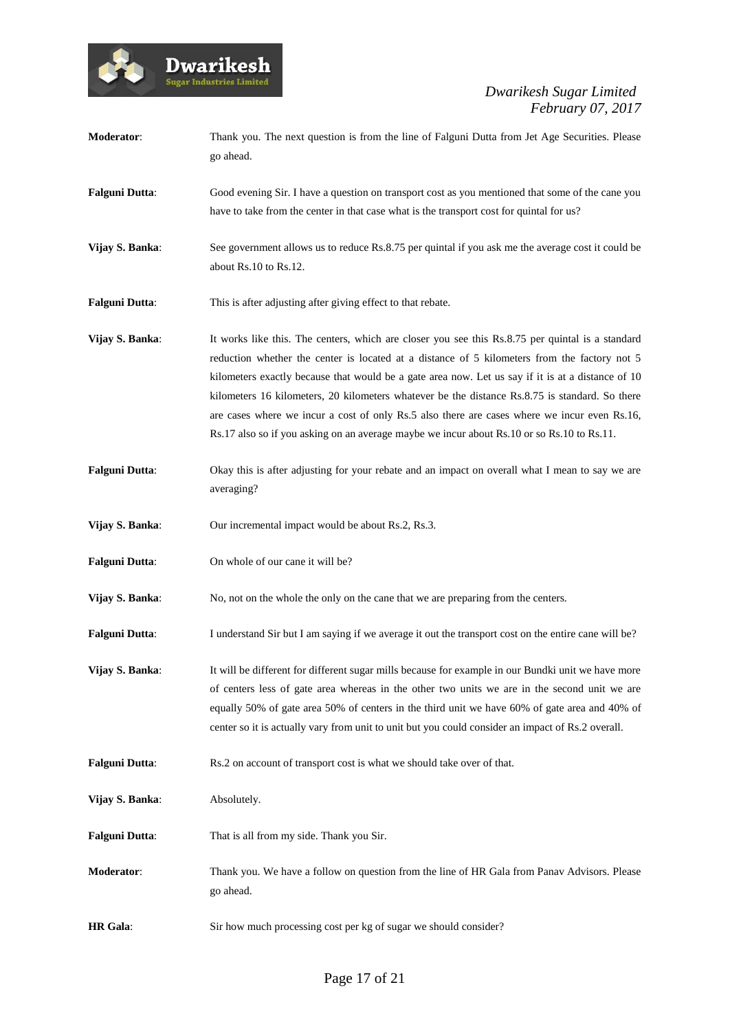**Moderator**: Thank you. The next question is from the line of Falguni Dutta from Jet Age Securities. Please go ahead.

**Falguni Dutta**: Good evening Sir. I have a question on transport cost as you mentioned that some of the cane you have to take from the center in that case what is the transport cost for quintal for us?

**Vijay S. Banka**: See government allows us to reduce Rs.8.75 per quintal if you ask me the average cost it could be about Rs.10 to Rs.12.

**Falguni Dutta**: This is after adjusting after giving effect to that rebate.

**Vijay S. Banka**: It works like this. The centers, which are closer you see this Rs.8.75 per quintal is a standard reduction whether the center is located at a distance of 5 kilometers from the factory not 5 kilometers exactly because that would be a gate area now. Let us say if it is at a distance of 10 kilometers 16 kilometers, 20 kilometers whatever be the distance Rs.8.75 is standard. So there are cases where we incur a cost of only Rs.5 also there are cases where we incur even Rs.16, Rs.17 also so if you asking on an average maybe we incur about Rs.10 or so Rs.10 to Rs.11.

**Falguni Dutta**: Okay this is after adjusting for your rebate and an impact on overall what I mean to say we are averaging?

**Vijay S. Banka**: Our incremental impact would be about Rs.2, Rs.3.

**Falguni Dutta**: On whole of our cane it will be?

**Vijay S. Banka**: No, not on the whole the only on the cane that we are preparing from the centers.

**Falguni Dutta**: I understand Sir but I am saying if we average it out the transport cost on the entire cane will be?

**Vijay S. Banka**: It will be different for different sugar mills because for example in our Bundki unit we have more of centers less of gate area whereas in the other two units we are in the second unit we are equally 50% of gate area 50% of centers in the third unit we have 60% of gate area and 40% of center so it is actually vary from unit to unit but you could consider an impact of Rs.2 overall.

**Falguni Dutta**: Rs.2 on account of transport cost is what we should take over of that.

**Vijay S. Banka**: Absolutely.

**Falguni Dutta**: That is all from my side. Thank you Sir.

**Moderator**: Thank you. We have a follow on question from the line of HR Gala from Panav Advisors. Please go ahead.

**HR Gala**: Sir how much processing cost per kg of sugar we should consider?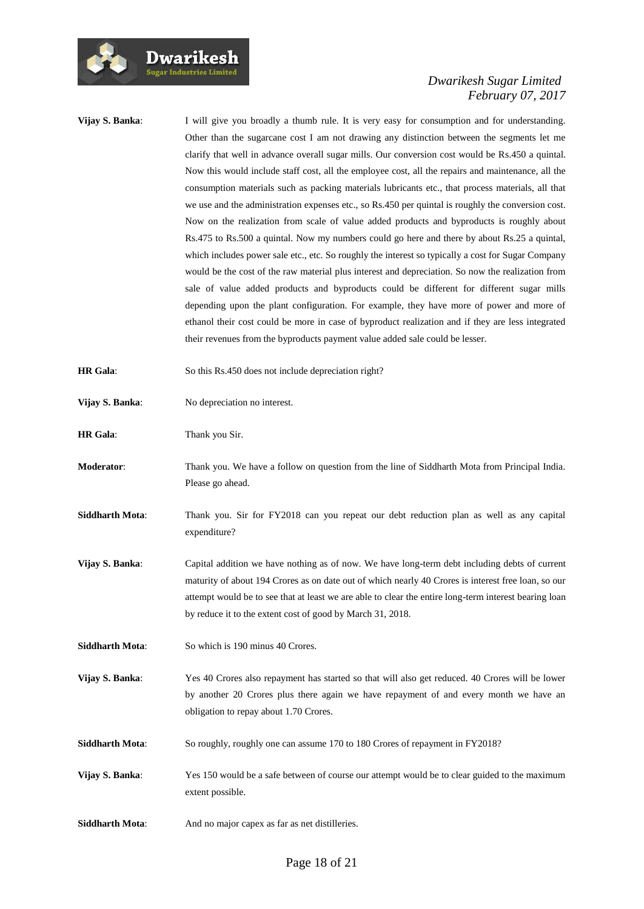**Vijay S. Banka**: I will give you broadly a thumb rule. It is very easy for consumption and for understanding. Other than the sugarcane cost I am not drawing any distinction between the segments let me clarify that well in advance overall sugar mills. Our conversion cost would be Rs.450 a quintal. Now this would include staff cost, all the employee cost, all the repairs and maintenance, all the consumption materials such as packing materials lubricants etc., that process materials, all that we use and the administration expenses etc., so Rs.450 per quintal is roughly the conversion cost. Now on the realization from scale of value added products and byproducts is roughly about Rs.475 to Rs.500 a quintal. Now my numbers could go here and there by about Rs.25 a quintal, which includes power sale etc., etc. So roughly the interest so typically a cost for Sugar Company would be the cost of the raw material plus interest and depreciation. So now the realization from sale of value added products and byproducts could be different for different sugar mills depending upon the plant configuration. For example, they have more of power and more of ethanol their cost could be more in case of byproduct realization and if they are less integrated their revenues from the byproducts payment value added sale could be lesser.

**HR Gala**: So this Rs.450 does not include depreciation right?

**Vijay S. Banka**: No depreciation no interest.

**HR Gala**: Thank you Sir.

**Moderator**: Thank you. We have a follow on question from the line of Siddharth Mota from Principal India. Please go ahead.

**Siddharth Mota**: Thank you. Sir for FY2018 can you repeat our debt reduction plan as well as any capital expenditure?

**Vijay S. Banka**: Capital addition we have nothing as of now. We have long-term debt including debts of current maturity of about 194 Crores as on date out of which nearly 40 Crores is interest free loan, so our attempt would be to see that at least we are able to clear the entire long-term interest bearing loan by reduce it to the extent cost of good by March 31, 2018.

**Siddharth Mota**: So which is 190 minus 40 Crores.

**Vijay S. Banka**: Yes 40 Crores also repayment has started so that will also get reduced. 40 Crores will be lower by another 20 Crores plus there again we have repayment of and every month we have an obligation to repay about 1.70 Crores.

**Siddharth Mota**: So roughly, roughly one can assume 170 to 180 Crores of repayment in FY2018?

**Vijay S. Banka**: Yes 150 would be a safe between of course our attempt would be to clear guided to the maximum extent possible.

**Siddharth Mota**: And no major capex as far as net distilleries.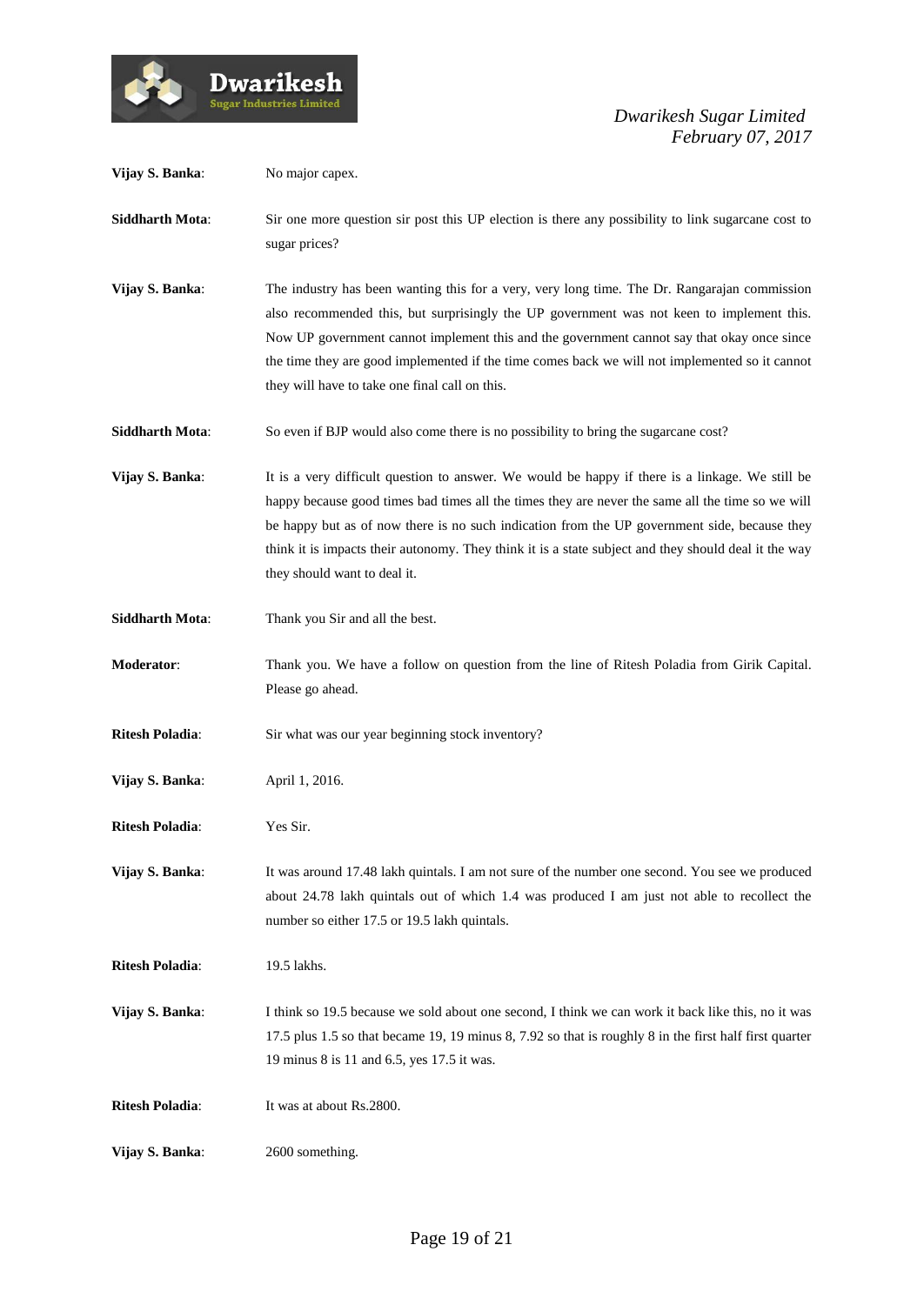**Vijay S. Banka**: No major capex.

**Siddharth Mota**: Sir one more question sir post this UP election is there any possibility to link sugarcane cost to sugar prices?

**Vijay S. Banka**: The industry has been wanting this for a very, very long time. The Dr. Rangarajan commission also recommended this, but surprisingly the UP government was not keen to implement this. Now UP government cannot implement this and the government cannot say that okay once since the time they are good implemented if the time comes back we will not implemented so it cannot they will have to take one final call on this.

**Siddharth Mota**: So even if BJP would also come there is no possibility to bring the sugarcane cost?

**Vijay S. Banka**: It is a very difficult question to answer. We would be happy if there is a linkage. We still be happy because good times bad times all the times they are never the same all the time so we will be happy but as of now there is no such indication from the UP government side, because they think it is impacts their autonomy. They think it is a state subject and they should deal it the way they should want to deal it.

**Siddharth Mota**: Thank you Sir and all the best.

**Moderator**: Thank you. We have a follow on question from the line of Ritesh Poladia from Girik Capital. Please go ahead.

**Ritesh Poladia**: Sir what was our year beginning stock inventory?

**Vijay S. Banka**: April 1, 2016.

**Ritesh Poladia**: Yes Sir.

**Vijay S. Banka**: It was around 17.48 lakh quintals. I am not sure of the number one second. You see we produced about 24.78 lakh quintals out of which 1.4 was produced I am just not able to recollect the number so either 17.5 or 19.5 lakh quintals.

**Ritesh Poladia**: 19.5 lakhs.

**Vijay S. Banka**: I think so 19.5 because we sold about one second, I think we can work it back like this, no it was 17.5 plus 1.5 so that became 19, 19 minus 8, 7.92 so that is roughly 8 in the first half first quarter 19 minus 8 is 11 and 6.5, yes 17.5 it was.

**Ritesh Poladia**: It was at about Rs.2800.

**Vijay S. Banka**: 2600 something.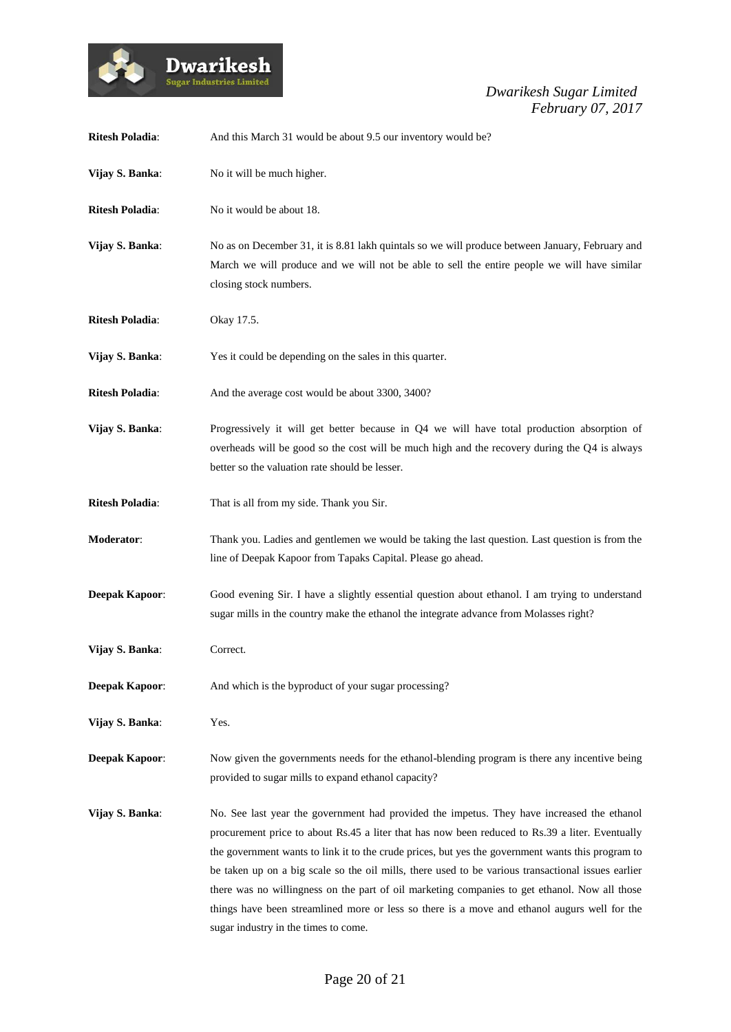**Ritesh Poladia**: And this March 31 would be about 9.5 our inventory would be?

**Vijay S. Banka**: No it will be much higher.

**Ritesh Poladia**: No it would be about 18.

**Vijay S. Banka**: No as on December 31, it is 8.81 lakh quintals so we will produce between January, February and March we will produce and we will not be able to sell the entire people we will have similar closing stock numbers.

**Ritesh Poladia**: Okay 17.5.

**Vijay S. Banka**: Yes it could be depending on the sales in this quarter.

**Ritesh Poladia**: And the average cost would be about 3300, 3400?

**Vijay S. Banka**: Progressively it will get better because in Q4 we will have total production absorption of overheads will be good so the cost will be much high and the recovery during the Q4 is always better so the valuation rate should be lesser.

**Ritesh Poladia**: That is all from my side. Thank you Sir.

**Moderator**: Thank you. Ladies and gentlemen we would be taking the last question. Last question is from the line of Deepak Kapoor from Tapaks Capital. Please go ahead.

**Deepak Kapoor**: Good evening Sir. I have a slightly essential question about ethanol. I am trying to understand sugar mills in the country make the ethanol the integrate advance from Molasses right?

**Vijay S. Banka**: Correct.

**Deepak Kapoor**: And which is the byproduct of your sugar processing?

**Vijay S. Banka**: Yes.

**Deepak Kapoor**: Now given the governments needs for the ethanol-blending program is there any incentive being provided to sugar mills to expand ethanol capacity?

**Vijay S. Banka**: No. See last year the government had provided the impetus. They have increased the ethanol procurement price to about Rs.45 a liter that has now been reduced to Rs.39 a liter. Eventually the government wants to link it to the crude prices, but yes the government wants this program to be taken up on a big scale so the oil mills, there used to be various transactional issues earlier there was no willingness on the part of oil marketing companies to get ethanol. Now all those things have been streamlined more or less so there is a move and ethanol augurs well for the sugar industry in the times to come.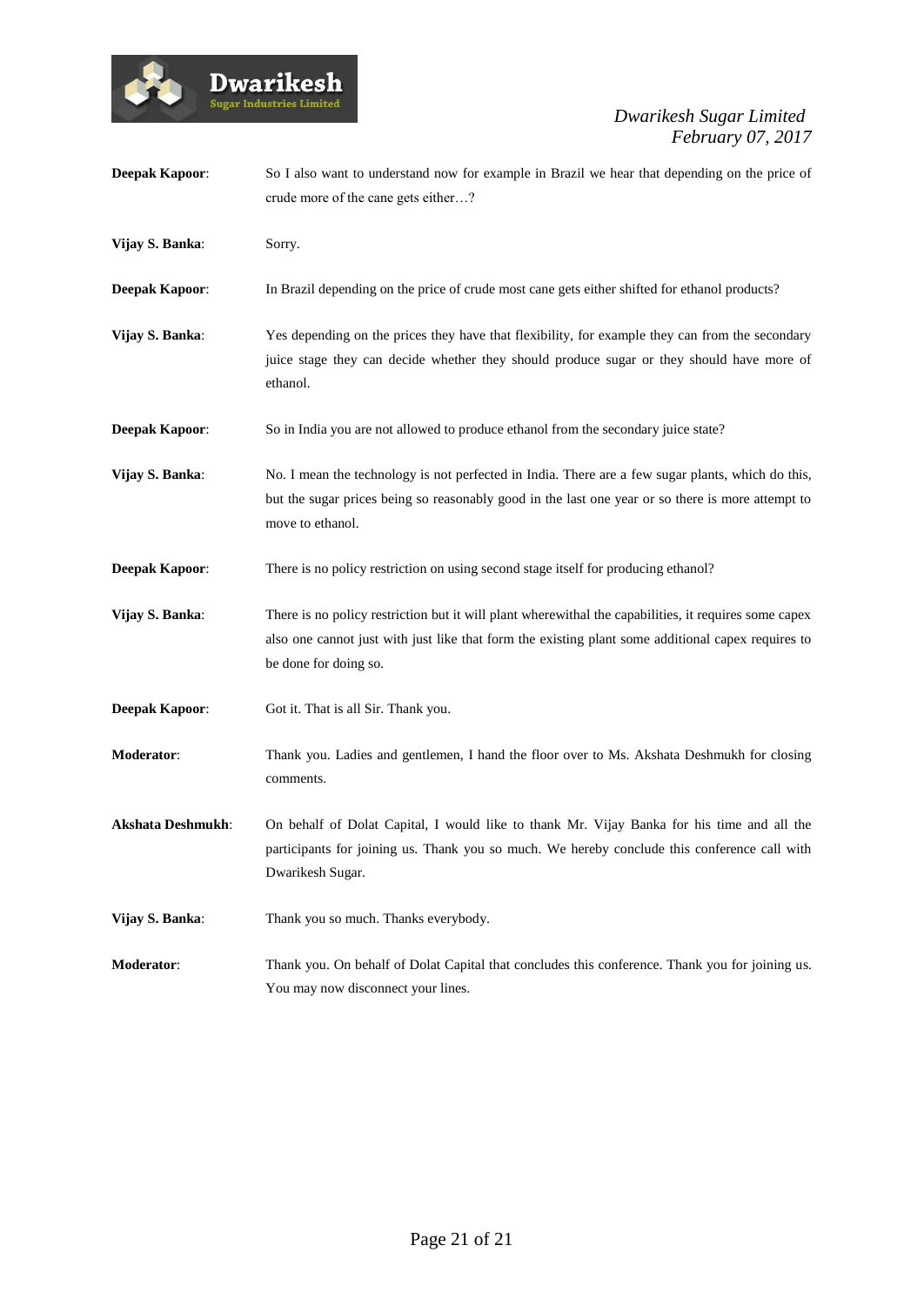**Deepak Kapoor**: So I also want to understand now for example in Brazil we hear that depending on the price of crude more of the cane gets either…?

**Vijay S. Banka**: Sorry.

**Deepak Kapoor**: In Brazil depending on the price of crude most cane gets either shifted for ethanol products?

**Vijay S. Banka**: Yes depending on the prices they have that flexibility, for example they can from the secondary juice stage they can decide whether they should produce sugar or they should have more of ethanol.

**Deepak Kapoor**: So in India you are not allowed to produce ethanol from the secondary juice state?

**Vijay S. Banka**: No. I mean the technology is not perfected in India. There are a few sugar plants, which do this, but the sugar prices being so reasonably good in the last one year or so there is more attempt to move to ethanol.

**Deepak Kapoor**: There is no policy restriction on using second stage itself for producing ethanol?

**Vijay S. Banka**: There is no policy restriction but it will plant wherewithal the capabilities, it requires some capex also one cannot just with just like that form the existing plant some additional capex requires to be done for doing so.

**Deepak Kapoor**: Got it. That is all Sir. Thank you.

**Moderator**: Thank you. Ladies and gentlemen, I hand the floor over to Ms. Akshata Deshmukh for closing comments.

**Akshata Deshmukh**: On behalf of Dolat Capital, I would like to thank Mr. Vijay Banka for his time and all the participants for joining us. Thank you so much. We hereby conclude this conference call with Dwarikesh Sugar.

**Vijay S. Banka**: Thank you so much. Thanks everybody.

**Moderator**: Thank you. On behalf of Dolat Capital that concludes this conference. Thank you for joining us. You may now disconnect your lines.